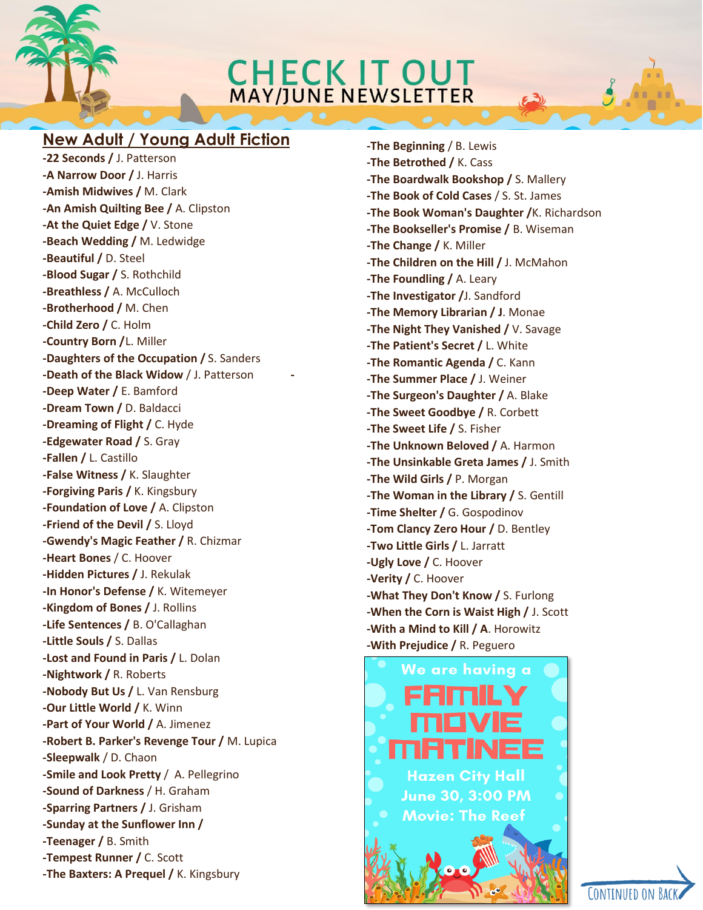# CHECK IT OUT

## MAY/JUNE NEWSLETTER

## New Adult / Young Adult Fiction

- **-22 Seconds /** J. Patterson
- **-A Narrow Door /** J. Harris
- **-Amish Midwives /** M. Clark
- **-An Amish Quilting Bee /** A. Clipston
- **-At the Quiet Edge /** V. Stone
- **-Beach Wedding /** M. Ledwidge
- **-Beautiful /** D. Steel
- **-Blood Sugar /** S. Rothchild
- **-Breathless /** A. McCulloch
- **-Brotherhood /** M. Chen
- **-Child Zero /** C. Holm
- **-Country Born /** L. Miller
- **-Daughters of the Occupation /** S. Sanders
- **-Death of the Black Widow** / J. Patterson
- **-Deep Water /** E. Bamford
- **-Dream Town /** D. Baldacci
- **-Dreaming of Flight /** C. Hyde
- **-Edgewater Road /** S. Gray
- **-Fallen /** L. Castillo
- **-False Witness /** K. Slaughter
- **-Forgiving Paris /** K. Kingsbury
- **-Foundation of Love /** A. Clipston
- **-Friend of the Devil /** S. Lloyd
- **-Gwendy's Magic Feather /** R. Chizmar
- **-Heart Bones** / C. Hoover
- **-Hidden Pictures /** J. Rekulak
- **-In Honor's Defense /** K. Witemeyer
- **-Kingdom of Bones /** J. Rollins
- **-Life Sentences /** B. O'Callaghan
- **-Little Souls /** S. Dallas
- **-Lost and Found in Paris /** L. Dolan
- **-Nightwork /** R. Roberts
- **-Nobody But Us /** L. Van Rensburg
- **-Our Little World /** K. Winn
- **-Part of Your World /** A. Jimenez
- **-Robert B. Parker's Revenge Tour /** M. Lupica
- **-Sleepwalk** / D. Chaon
- **-Smile and Look Pretty** / A. Pellegrino
- **-Sound of Darkness** / H. Graham
- **-Sparring Partners /** J. Grisham
- **-Sunday at the Sunflower Inn /**
- **-Teenager /** B. Smith
- **-Tempest Runner /** C. Scott
- **-The Baxters: A Prequel /** K. Kingsbury
- **-The Beginning** / B. Lewis
- **-The Betrothed /** K. Cass
- **-The Boardwalk Bookshop /** S. Mallery
- **-The Book of Cold Cases** / S. St. James
- **-The Book Woman's Daughter /** K. Richardson
- **-The Bookseller's Promise /** B. Wiseman
- **-The Change /** K. Miller
- **-The Children on the Hill /** J. McMahon
- **-The Foundling /** A. Leary
- **-The Investigator /** J. Sandford
- **-The Memory Librarian / J.** Monae
- **-The Night They Vanished /** V. Savage
- **-The Patient's Secret /** L. White
- **-The Romantic Agenda /** C. Kann
- **-The Summer Place /** J. Weiner
- **-The Surgeon's Daughter /** A. Blake
- **-The Sweet Goodbye /** R. Corbett
- **-The Sweet Life /** S. Fisher
- **-The Unknown Beloved /** A. Harmon
- **-The Unsinkable Greta James /** J. Smith
- **-The Wild Girls /** P. Morgan
- **-The Woman in the Library /** S. Gentill
- **-Time Shelter /** G. Gospodinov
- **-Tom Clancy Zero Hour /** D. Bentley
- **-Two Little Girls /** L. Jarratt
- **-Ugly Love /** C. Hoover
- **-Verity /** C. Hoover
- **-What They Don't Know /** S. Furlong
- **-When the Corn is Waist High /** J. Scott
- **-With a Mind to Kill / A.** Horowitz
- **-With Prejudice /** R. Peguero

We are having a

**FAMILY MOVIE MATINEE**

Hazen City Hall
June 30, 3:00 PM
Movie: The Reef

CONTINUED ON BACK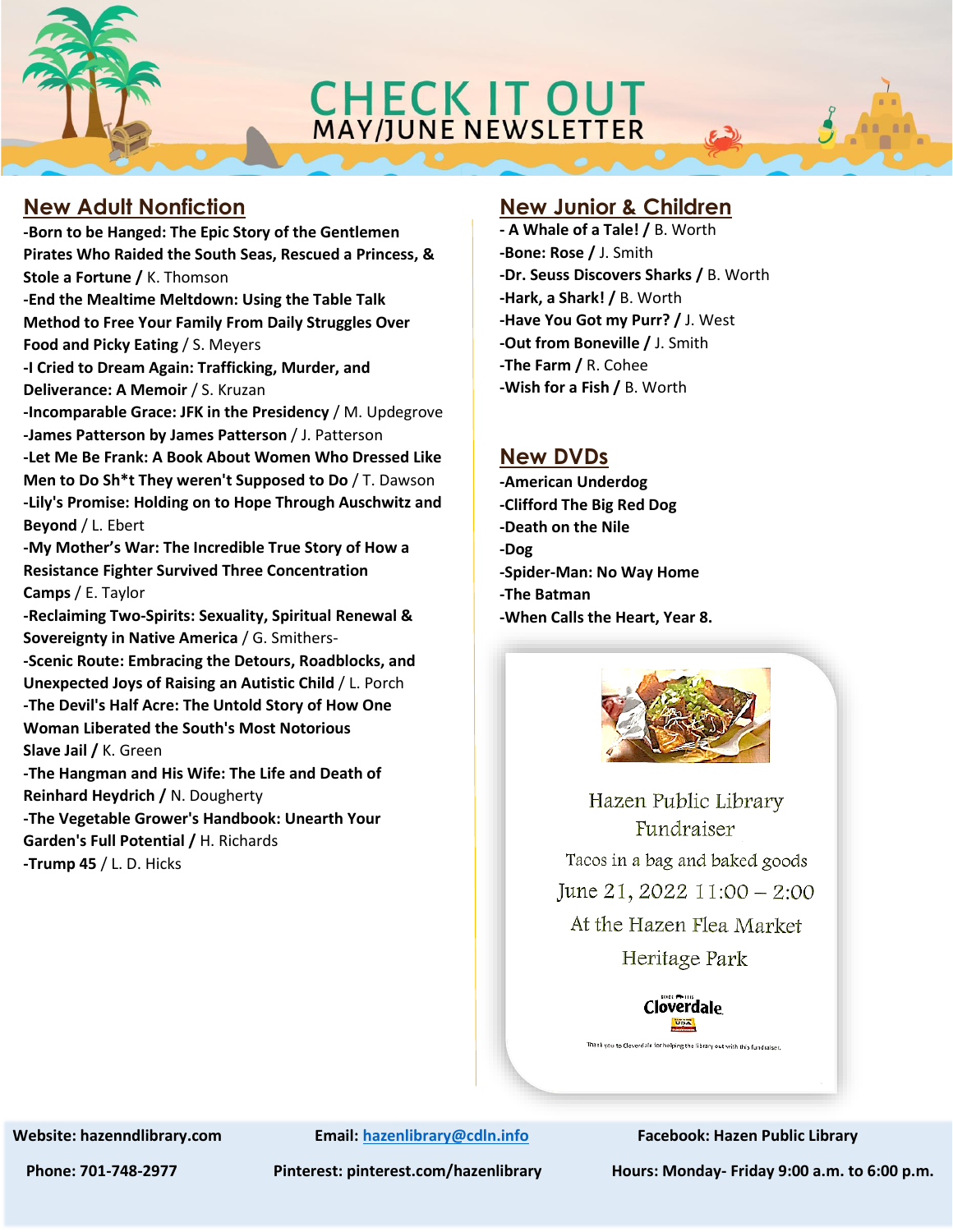# CHECK IT OUT
## MAY/JUNE NEWSLETTER

## New Adult Nonfiction

**-Born to be Hanged: The Epic Story of the Gentlemen Pirates Who Raided the South Seas, Rescued a Princess, & Stole a Fortune /** K. Thomson

**-End the Mealtime Meltdown: Using the Table Talk Method to Free Your Family From Daily Struggles Over Food and Picky Eating** / S. Meyers

**-I Cried to Dream Again: Trafficking, Murder, and Deliverance: A Memoir** / S. Kruzan

**-Incomparable Grace: JFK in the Presidency** / M. Updegrove

**-James Patterson by James Patterson** / J. Patterson

**-Let Me Be Frank: A Book About Women Who Dressed Like Men to Do Sh*t They weren't Supposed to Do** / T. Dawson

**-Lily's Promise: Holding on to Hope Through Auschwitz and Beyond** / L. Ebert

**-My Mother's War: The Incredible True Story of How a Resistance Fighter Survived Three Concentration Camps** / E. Taylor

**-Reclaiming Two-Spirits: Sexuality, Spiritual Renewal & Sovereignty in Native America** / G. Smithers-

**-Scenic Route: Embracing the Detours, Roadblocks, and Unexpected Joys of Raising an Autistic Child** / L. Porch

**-The Devil's Half Acre: The Untold Story of How One Woman Liberated the South's Most Notorious Slave Jail /** K. Green

**-The Hangman and His Wife: The Life and Death of Reinhard Heydrich /** N. Dougherty

**-The Vegetable Grower's Handbook: Unearth Your Garden's Full Potential /** H. Richards

**-Trump 45** / L. D. Hicks

## New Junior & Children

**- A Whale of a Tale! /** B. Worth

**-Bone: Rose /** J. Smith

**-Dr. Seuss Discovers Sharks /** B. Worth

**-Hark, a Shark! /** B. Worth

**-Have You Got my Purr? /** J. West

**-Out from Boneville /** J. Smith

**-The Farm /** R. Cohee

**-Wish for a Fish /** B. Worth

## New DVDs

**-American Underdog**

**-Clifford The Big Red Dog**

**-Death on the Nile**

**-Dog**

**-Spider-Man: No Way Home**

**-The Batman**

**-When Calls the Heart, Year 8.**

Hazen Public Library Fundraiser

Tacos in a bag and baked goods

June 21, 2022 11:00 – 2:00

At the Hazen Flea Market

Heritage Park

Cloverdale

Thank you to Cloverdale for helping the library out with this fundraiser.

**Website: hazenndlibrary.com** | **Email: hazenlibrary@cdln.info** | **Facebook: Hazen Public Library**

**Phone: 701-748-2977** | **Pinterest: pinterest.com/hazenlibrary** | **Hours: Monday- Friday 9:00 a.m. to 6:00 p.m.**